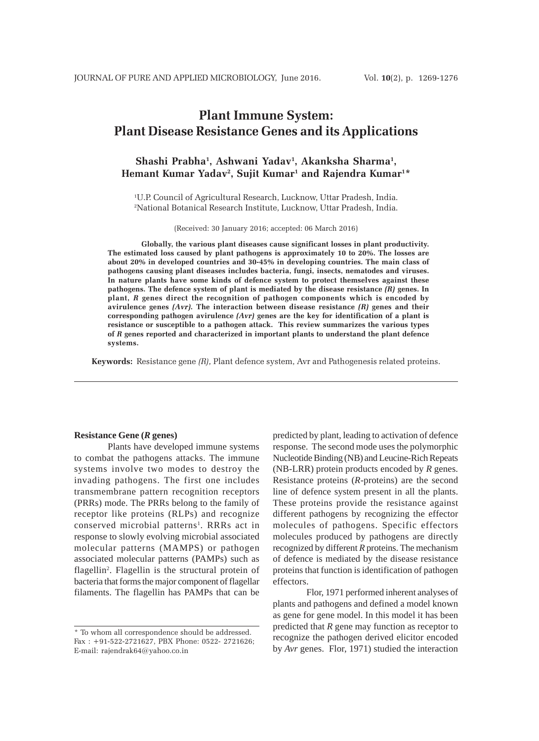# Plant Immune System: Plant Disease Resistance Genes and its Applications

**Shashi Prabha[1], Ashwani Yadav[1], Akanksha Sharma[1], Hemant Kumar Yadav[2], Sujit Kumar[1] and Rajendra Kumar[1]***

[1]U.P. Council of Agricultural Research, Lucknow, Uttar Pradesh, India.
[2]National Botanical Research Institute, Lucknow, Uttar Pradesh, India.

(Received: 30 January 2016; accepted: 06 March 2016)

**Globally, the various plant diseases cause significant losses in plant productivity. The estimated loss caused by plant pathogens is approximately 10 to 20%. The losses are about 20% in developed countries and 30-45% in developing countries. The main class of pathogens causing plant diseases includes bacteria, fungi, insects, nematodes and viruses. In nature plants have some kinds of defence system to protect themselves against these pathogens. The defence system of plant is mediated by the disease resistance *(R)* genes. In plant, *R* genes direct the recognition of pathogen components which is encoded by avirulence genes *(Avr)*. The interaction between disease resistance *(R)* genes and their corresponding pathogen avirulence *(Avr)* genes are the key for identification of a plant is resistance or susceptible to a pathogen attack. This review summarizes the various types of *R* genes reported and characterized in important plants to understand the plant defence systems.**

**Keywords:** Resistance gene *(R)*, Plant defence system, Avr and Pathogenesis related proteins.

---

### Resistance Gene (*R* genes)

Plants have developed immune systems to combat the pathogens attacks. The immune systems involve two modes to destroy the invading pathogens. The first one includes transmembrane pattern recognition receptors (PRRs) mode. The PRRs belong to the family of receptor like proteins (RLPs) and recognize conserved microbial patterns[1]. RRRs act in response to slowly evolving microbial associated molecular patterns (MAMPS) or pathogen associated molecular patterns (PAMPs) such as flagellin[2]. Flagellin is the structural protein of bacteria that forms the major component of flagellar filaments. The flagellin has PAMPs that can be predicted by plant, leading to activation of defence response. The second mode uses the polymorphic Nucleotide Binding (NB) and Leucine-Rich Repeats (NB-LRR) protein products encoded by *R* genes. Resistance proteins (*R*-proteins) are the second line of defence system present in all the plants. These proteins provide the resistance against different pathogens by recognizing the effector molecules of pathogens. Specific effectors molecules produced by pathogens are directly recognized by different *R* proteins. The mechanism of defence is mediated by the disease resistance proteins that function is identification of pathogen effectors.

Flor, 1971 performed inherent analyses of plants and pathogens and defined a model known as gene for gene model. In this model it has been predicted that *R* gene may function as receptor to recognize the pathogen derived elicitor encoded by *Avr* genes. Flor, 1971) studied the interaction

* To whom all correspondence should be addressed.
Fax : +91-522-2721627, PBX Phone: 0522- 2721626;
E-mail: rajendrak64@yahoo.co.in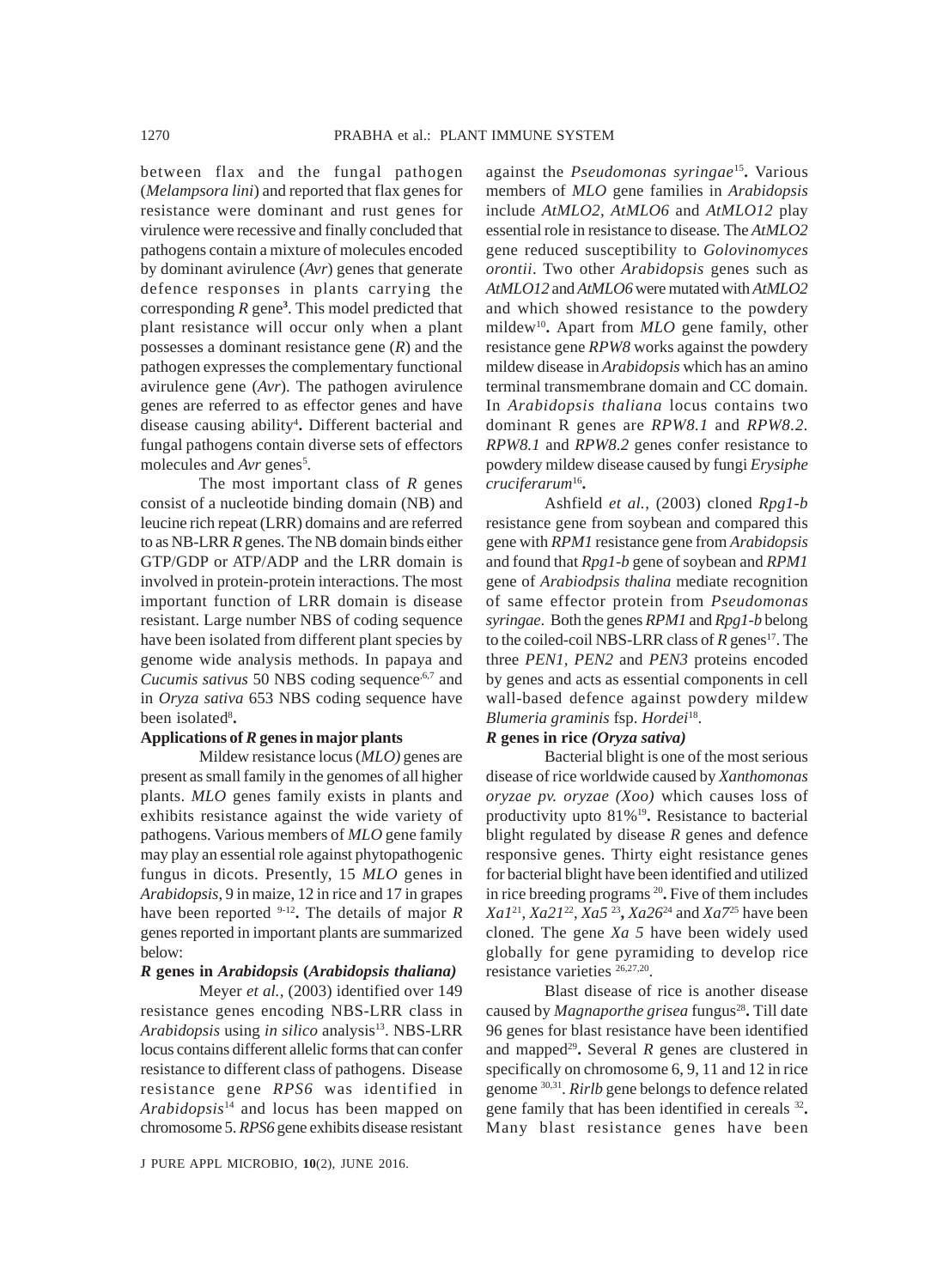between flax and the fungal pathogen (*Melampsora lini*) and reported that flax genes for resistance were dominant and rust genes for virulence were recessive and finally concluded that pathogens contain a mixture of molecules encoded by dominant avirulence (*Avr*) genes that generate defence responses in plants carrying the corresponding *R* gene[3]. This model predicted that plant resistance will occur only when a plant possesses a dominant resistance gene (*R*) and the pathogen expresses the complementary functional avirulence gene (*Avr*). The pathogen avirulence genes are referred to as effector genes and have disease causing ability[4]. Different bacterial and fungal pathogens contain diverse sets of effectors molecules and *Avr* genes[5].

The most important class of *R* genes consist of a nucleotide binding domain (NB) and leucine rich repeat (LRR) domains and are referred to as NB-LRR *R* genes. The NB domain binds either GTP/GDP or ATP/ADP and the LRR domain is involved in protein-protein interactions. The most important function of LRR domain is disease resistant. Large number NBS of coding sequence have been isolated from different plant species by genome wide analysis methods. In papaya and *Cucumis sativus* 50 NBS coding sequence[6,7] and in *Oryza sativa* 653 NBS coding sequence have been isolated[8].

**Applications of *R* genes in major plants**

Mildew resistance locus (*MLO)* genes are present as small family in the genomes of all higher plants. *MLO* genes family exists in plants and exhibits resistance against the wide variety of pathogens. Various members of *MLO* gene family may play an essential role against phytopathogenic fungus in dicots. Presently, 15 *MLO* genes in *Arabidopsis*, 9 in maize, 12 in rice and 17 in grapes have been reported [9-12]. The details of major *R* genes reported in important plants are summarized below:

***R* genes in *Arabidopsis* (*Arabidopsis thaliana)***

Meyer *et al.,* (2003) identified over 149 resistance genes encoding NBS-LRR class in *Arabidopsis* using *in silico* analysis[13]. NBS-LRR locus contains different allelic forms that can confer resistance to different class of pathogens. Disease resistance gene *RPS6* was identified in *Arabidopsis*[14] and locus has been mapped on chromosome 5. *RPS6* gene exhibits disease resistant against the *Pseudomonas syringae*[15]. Various members of *MLO* gene families in *Arabidopsis* include *AtMLO2, AtMLO6* and *AtMLO12* play essential role in resistance to disease. The *AtMLO2* gene reduced susceptibility to *Golovinomyces orontii*. Two other *Arabidopsis* genes such as *AtMLO12* and *AtMLO6* were mutated with *AtMLO2* and which showed resistance to the powdery mildew[10]. Apart from *MLO* gene family, other resistance gene *RPW8* works against the powdery mildew disease in *Arabidopsis* which has an amino terminal transmembrane domain and CC domain. In *Arabidopsis thaliana* locus contains two dominant R genes are *RPW8.1* and *RPW8.2*. *RPW8.1* and *RPW8.2* genes confer resistance to powdery mildew disease caused by fungi *Erysiphe cruciferarum*[16].

Ashfield *et al.,* (2003) cloned *Rpg1-b* resistance gene from soybean and compared this gene with *RPM1* resistance gene from *Arabidopsis* and found that *Rpg1-b* gene of soybean and *RPM1* gene of *Arabiodpsis thalina* mediate recognition of same effector protein from *Pseudomonas syringae.* Both the genes *RPM1* and *Rpg1-b* belong to the coiled-coil NBS-LRR class of *R* genes[17]. The three *PEN1, PEN2* and *PEN3* proteins encoded by genes and acts as essential components in cell wall-based defence against powdery mildew *Blumeria graminis* fsp. *Hordei*[18].

***R* genes in rice *(Oryza sativa)***

Bacterial blight is one of the most serious disease of rice worldwide caused by *Xanthomonas oryzae pv. oryzae (Xoo)* which causes loss of productivity upto 81%[19]. Resistance to bacterial blight regulated by disease *R* genes and defence responsive genes. Thirty eight resistance genes for bacterial blight have been identified and utilized in rice breeding programs [20]. Five of them includes *Xa1*[21], *Xa21*[22], *Xa5* [23], *Xa26*[24] and *Xa7*[25] have been cloned. The gene *Xa 5* have been widely used globally for gene pyramiding to develop rice resistance varieties [26,27,20].

Blast disease of rice is another disease caused by *Magnaporthe grisea* fungus[28]. Till date 96 genes for blast resistance have been identified and mapped[29]. Several *R* genes are clustered in specifically on chromosome 6, 9, 11 and 12 in rice genome [30,31]. *Rirlb* gene belongs to defence related gene family that has been identified in cereals [32]. Many blast resistance genes have been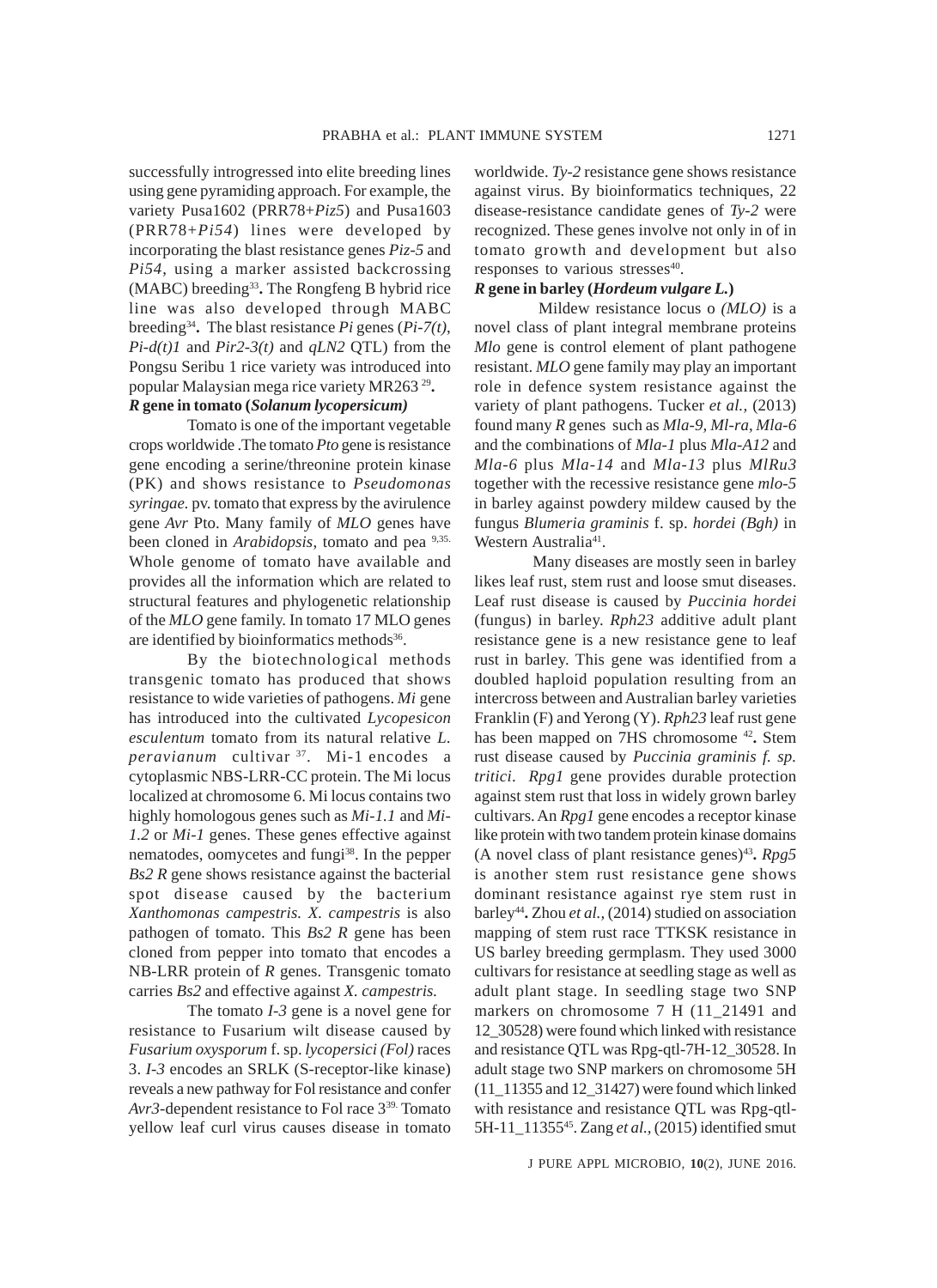successfully introgressed into elite breeding lines using gene pyramiding approach. For example, the variety Pusa1602 (PRR78+*Piz5*) and Pusa1603 (PRR78+*Pi54*) lines were developed by incorporating the blast resistance genes *Piz-5* and *Pi54*, using a marker assisted backcrossing (MABC) breeding[33]**.** The Rongfeng B hybrid rice line was also developed through MABC breeding[34]**.** The blast resistance *Pi* genes (*Pi-7(t)*, *Pi-d(t)1* and *Pir2-3(t)* and *qLN2* QTL) from the Pongsu Seribu 1 rice variety was introduced into popular Malaysian mega rice variety MR263 [29]**.**

### *R* gene in tomato (*Solanum lycopersicum)*

Tomato is one of the important vegetable crops worldwide .The tomato *Pto* gene is resistance gene encoding a serine/threonine protein kinase (PK) and shows resistance to *Pseudomonas syringae.* pv. tomato that express by the avirulence gene *Avr* Pto. Many family of *MLO* genes have been cloned in *Arabidopsis*, tomato and pea [9,35.] Whole genome of tomato have available and provides all the information which are related to structural features and phylogenetic relationship of the *MLO* gene family. In tomato 17 MLO genes are identified by bioinformatics methods[36].

By the biotechnological methods transgenic tomato has produced that shows resistance to wide varieties of pathogens. *Mi* gene has introduced into the cultivated *Lycopesicon esculentum* tomato from its natural relative *L. peravianum* cultivar [37]. Mi-1 encodes a cytoplasmic NBS-LRR-CC protein. The Mi locus localized at chromosome 6. Mi locus contains two highly homologous genes such as *Mi-1.1* and *Mi-1.2* or *Mi-1* genes. These genes effective against nematodes, oomycetes and fungi[38]. In the pepper *Bs2 R* gene shows resistance against the bacterial spot disease caused by the bacterium *Xanthomonas campestris. X. campestris* is also pathogen of tomato. This *Bs2 R* gene has been cloned from pepper into tomato that encodes a NB-LRR protein of *R* genes. Transgenic tomato carries *Bs2* and effective against *X. campestris.*

The tomato *I-3* gene is a novel gene for resistance to Fusarium wilt disease caused by *Fusarium oxysporum* f. sp. *lycopersici (Fol)* races 3. *I-3* encodes an SRLK (S-receptor-like kinase) reveals a new pathway for Fol resistance and confer *Avr3*-dependent resistance to Fol race 3[39.] Tomato yellow leaf curl virus causes disease in tomato worldwide. *Ty-2* resistance gene shows resistance against virus. By bioinformatics techniques, 22 disease-resistance candidate genes of *Ty-2* were recognized. These genes involve not only in of in tomato growth and development but also responses to various stresses[40].

### *R* gene in barley (*Hordeum vulgare L.*)

Mildew resistance locus o *(MLO)* is a novel class of plant integral membrane proteins *Mlo* gene is control element of plant pathogene resistant. *MLO* gene family may play an important role in defence system resistance against the variety of plant pathogens. Tucker *et al.*, (2013) found many *R* genes such as *Mla-9*, *Ml-ra*, *Mla-6* and the combinations of *Mla-1* plus *Mla-A12* and *Mla-6* plus *Mla-14* and *Mla-13* plus *MlRu3* together with the recessive resistance gene *mlo-5* in barley against powdery mildew caused by the fungus *Blumeria graminis* f. sp. *hordei (Bgh)* in Western Australia[41].

Many diseases are mostly seen in barley likes leaf rust, stem rust and loose smut diseases. Leaf rust disease is caused by *Puccinia hordei* (fungus) in barley. *Rph23* additive adult plant resistance gene is a new resistance gene to leaf rust in barley. This gene was identified from a doubled haploid population resulting from an intercross between Australian barley varieties Franklin (F) and Yerong (Y). *Rph23* leaf rust gene has been mapped on 7HS chromosome [42]**.** Stem rust disease caused by *Puccinia graminis f. sp. tritici*. *Rpg1* gene provides durable protection against stem rust that loss in widely grown barley cultivars. An *Rpg1* gene encodes a receptor kinase like protein with two tandem protein kinase domains (A novel class of plant resistance genes)[43]**.** *Rpg5* is another stem rust resistance gene shows dominant resistance against rye stem rust in barley[44]**.** Zhou *et al.*, (2014) studied on association mapping of stem rust race TTKSK resistance in US barley breeding germplasm. They used 3000 cultivars for resistance at seedling stage as well as adult plant stage. In seedling stage two SNP markers on chromosome 7 H (11_21491 and 12_30528) were found which linked with resistance and resistance QTL was Rpg-qtl-7H-12_30528. In adult stage two SNP markers on chromosome 5H (11_11355 and 12_31427) were found which linked with resistance and resistance QTL was Rpg-qtl-5H-11_11355[45]. Zang *et al.*, (2015) identified smut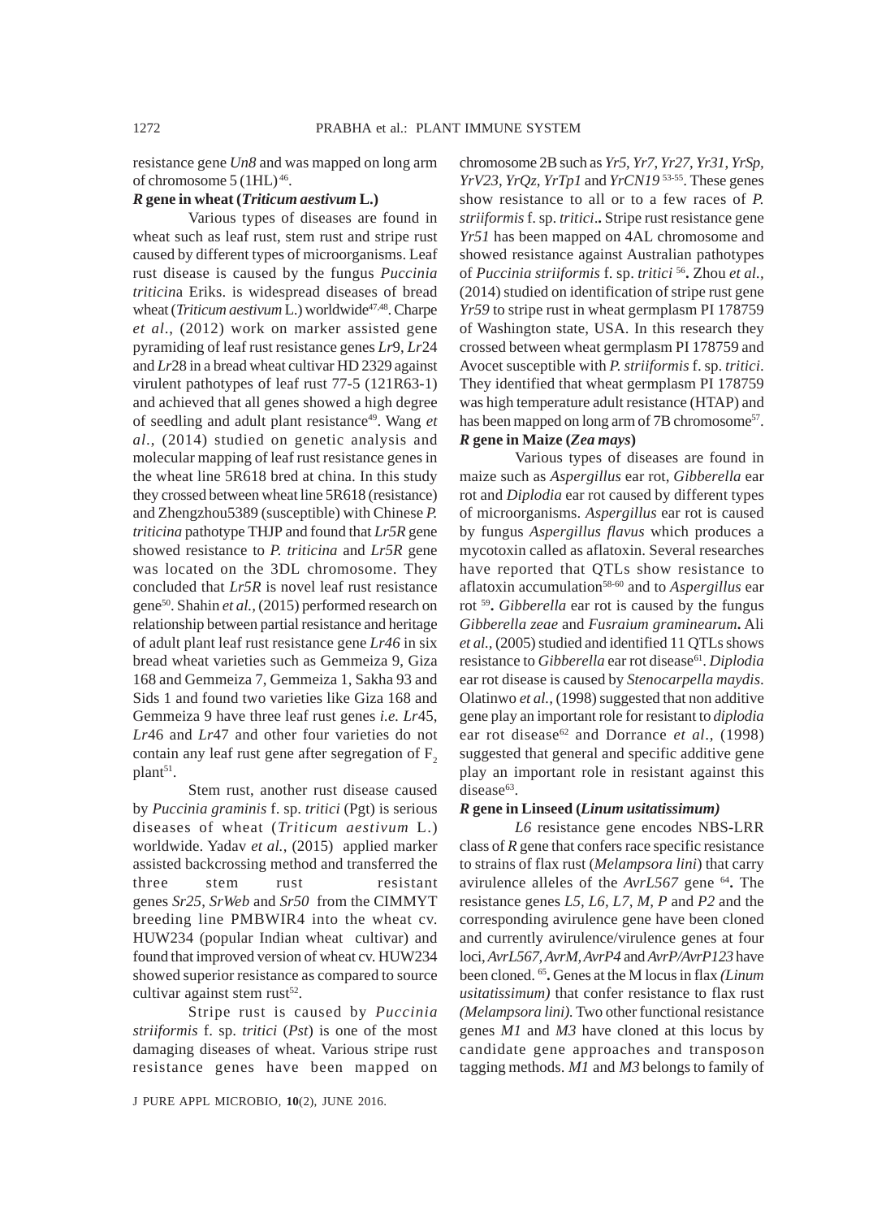resistance gene *Un8* and was mapped on long arm of chromosome 5 (1HL)[46].

**R gene in wheat (*Triticum aestivum* L.)**

Various types of diseases are found in wheat such as leaf rust, stem rust and stripe rust caused by different types of microorganisms. Leaf rust disease is caused by the fungus *Puccinia triticin*a Eriks. is widespread diseases of bread wheat (*Triticum aestivum* L.) worldwide[47,48]. Charpe *et al*., (2012) work on marker assisted gene pyramiding of leaf rust resistance genes *Lr*9, *Lr*24 and *Lr*28 in a bread wheat cultivar HD 2329 against virulent pathotypes of leaf rust 77-5 (121R63-1) and achieved that all genes showed a high degree of seedling and adult plant resistance[49]. Wang *et al*., (2014) studied on genetic analysis and molecular mapping of leaf rust resistance genes in the wheat line 5R618 bred at china. In this study they crossed between wheat line 5R618 (resistance) and Zhengzhou5389 (susceptible) with Chinese *P. triticina* pathotype THJP and found that *Lr5R* gene showed resistance to *P. triticina* and *Lr5R* gene was located on the 3DL chromosome. They concluded that *Lr5R* is novel leaf rust resistance gene[50]. Shahin *et al.,* (2015) performed research on relationship between partial resistance and heritage of adult plant leaf rust resistance gene *Lr46* in six bread wheat varieties such as Gemmeiza 9, Giza 168 and Gemmeiza 7, Gemmeiza 1, Sakha 93 and Sids 1 and found two varieties like Giza 168 and Gemmeiza 9 have three leaf rust genes *i.e. Lr*45, *Lr*46 and *Lr*47 and other four varieties do not contain any leaf rust gene after segregation of $F_2$ plant[51].

Stem rust, another rust disease caused by *Puccinia graminis* f. sp. *tritici* (Pgt) is serious diseases of wheat (*Triticum aestivum* L.) worldwide. Yadav *et al.,* (2015) applied marker assisted backcrossing method and transferred the three stem rust resistant genes *Sr25*, *SrWeb* and *Sr50* from the CIMMYT breeding line PMBWIR4 into the wheat cv. HUW234 (popular Indian wheat cultivar) and found that improved version of wheat cv. HUW234 showed superior resistance as compared to source cultivar against stem rust[52].

Stripe rust is caused by *Puccinia striiformis* f. sp. *tritici* (*Pst*) is one of the most damaging diseases of wheat. Various stripe rust resistance genes have been mapped on chromosome 2B such as *Yr5*, *Yr7*, *Yr27*, *Yr31*, *YrSp*, *YrV23*, *YrQz*, *YrTp1* and *YrCN19* [53-55]. These genes show resistance to all or to a few races of *P. striiformis* f. sp. *tritici*.**.** Stripe rust resistance gene *Yr51* has been mapped on 4AL chromosome and showed resistance against Australian pathotypes of *Puccinia striiformis* f. sp. *tritici* [56]**.** Zhou *et al.,* (2014) studied on identification of stripe rust gene *Yr59* to stripe rust in wheat germplasm PI 178759 of Washington state, USA. In this research they crossed between wheat germplasm PI 178759 and Avocet susceptible with *P. striiformis* f. sp. *tritici*. They identified that wheat germplasm PI 178759 was high temperature adult resistance (HTAP) and has been mapped on long arm of 7B chromosome[57].

**R gene in Maize (*Zea mays*)**

Various types of diseases are found in maize such as *Aspergillus* ear rot, *Gibberella* ear rot and *Diplodia* ear rot caused by different types of microorganisms. *Aspergillus* ear rot is caused by fungus *Aspergillus flavus* which produces a mycotoxin called as aflatoxin. Several researches have reported that QTLs show resistance to aflatoxin accumulation[58-60] and to *Aspergillus* ear rot [59]**.** *Gibberella* ear rot is caused by the fungus *Gibberella zeae* and *Fusraium graminearum***.** Ali *et al.,* (2005) studied and identified 11 QTLs shows resistance to *Gibberella* ear rot disease[61]. *Diplodia* ear rot disease is caused by *Stenocarpella maydis*. Olatinwo *et al.,* (1998) suggested that non additive gene play an important role for resistant to *diplodia* ear rot disease[62] and Dorrance *et al*., (1998) suggested that general and specific additive gene play an important role in resistant against this disease[63].

**R gene in Linseed (*Linum usitatissimum)***

*L6* resistance gene encodes NBS-LRR class of *R* gene that confers race specific resistance to strains of flax rust (*Melampsora lini*) that carry avirulence alleles of the *AvrL567* gene [64]**.** The resistance genes *L5*, *L6*, *L7*, *M*, *P* and *P2* and the corresponding avirulence gene have been cloned and currently avirulence/virulence genes at four loci, *AvrL567, AvrM, AvrP4* and *AvrP/AvrP123* have been cloned. [65]**.** Genes at the M locus in flax *(Linum usitatissimum)* that confer resistance to flax rust *(Melampsora lini).* Two other functional resistance genes *M1* and *M3* have cloned at this locus by candidate gene approaches and transposon tagging methods. *M1* and *M3* belongs to family of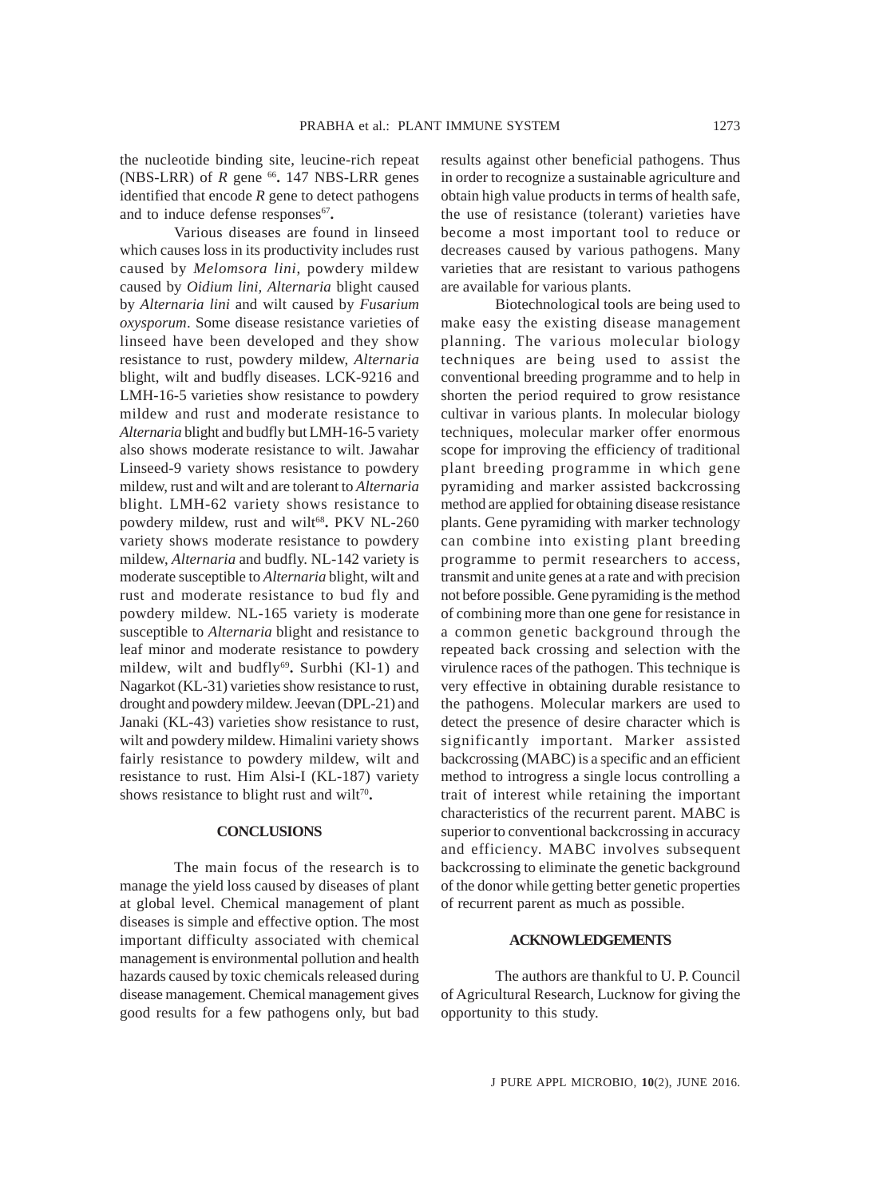the nucleotide binding site, leucine-rich repeat (NBS-LRR) of *R* gene [66]**.** 147 NBS-LRR genes identified that encode *R* gene to detect pathogens and to induce defense responses[67]**.**

Various diseases are found in linseed which causes loss in its productivity includes rust caused by *Melomsora lini*, powdery mildew caused by *Oidium lini, Alternaria* blight caused by *Alternaria lini* and wilt caused by *Fusarium oxysporum*. Some disease resistance varieties of linseed have been developed and they show resistance to rust, powdery mildew, *Alternaria* blight, wilt and budfly diseases. LCK-9216 and LMH-16-5 varieties show resistance to powdery mildew and rust and moderate resistance to *Alternaria* blight and budfly but LMH-16-5 variety also shows moderate resistance to wilt. Jawahar Linseed-9 variety shows resistance to powdery mildew, rust and wilt and are tolerant to *Alternaria* blight. LMH-62 variety shows resistance to powdery mildew, rust and wilt[68]**.** PKV NL-260 variety shows moderate resistance to powdery mildew, *Alternaria* and budfly. NL-142 variety is moderate susceptible to *Alternaria* blight, wilt and rust and moderate resistance to bud fly and powdery mildew. NL-165 variety is moderate susceptible to *Alternaria* blight and resistance to leaf minor and moderate resistance to powdery mildew, wilt and budfly[69]**.** Surbhi (Kl-1) and Nagarkot (KL-31) varieties show resistance to rust, drought and powdery mildew. Jeevan (DPL-21) and Janaki (KL-43) varieties show resistance to rust, wilt and powdery mildew. Himalini variety shows fairly resistance to powdery mildew, wilt and resistance to rust. Him Alsi-I (KL-187) variety shows resistance to blight rust and wilt[70]**.**

## CONCLUSIONS

The main focus of the research is to manage the yield loss caused by diseases of plant at global level. Chemical management of plant diseases is simple and effective option. The most important difficulty associated with chemical management is environmental pollution and health hazards caused by toxic chemicals released during disease management. Chemical management gives good results for a few pathogens only, but bad results against other beneficial pathogens. Thus in order to recognize a sustainable agriculture and obtain high value products in terms of health safe, the use of resistance (tolerant) varieties have become a most important tool to reduce or decreases caused by various pathogens. Many varieties that are resistant to various pathogens are available for various plants.

Biotechnological tools are being used to make easy the existing disease management planning. The various molecular biology techniques are being used to assist the conventional breeding programme and to help in shorten the period required to grow resistance cultivar in various plants. In molecular biology techniques, molecular marker offer enormous scope for improving the efficiency of traditional plant breeding programme in which gene pyramiding and marker assisted backcrossing method are applied for obtaining disease resistance plants. Gene pyramiding with marker technology can combine into existing plant breeding programme to permit researchers to access, transmit and unite genes at a rate and with precision not before possible. Gene pyramiding is the method of combining more than one gene for resistance in a common genetic background through the repeated back crossing and selection with the virulence races of the pathogen. This technique is very effective in obtaining durable resistance to the pathogens. Molecular markers are used to detect the presence of desire character which is significantly important. Marker assisted backcrossing (MABC) is a specific and an efficient method to introgress a single locus controlling a trait of interest while retaining the important characteristics of the recurrent parent. MABC is superior to conventional backcrossing in accuracy and efficiency. MABC involves subsequent backcrossing to eliminate the genetic background of the donor while getting better genetic properties of recurrent parent as much as possible.

## ACKNOWLEDGEMENTS

The authors are thankful to U. P. Council of Agricultural Research, Lucknow for giving the opportunity to this study.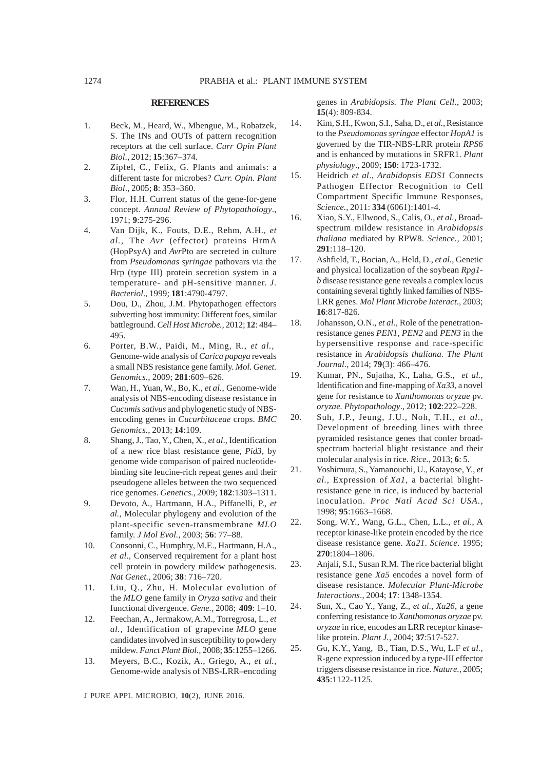## REFERENCES

1. Beck, M., Heard, W., Mbengue, M., Robatzek, S. The INs and OUTs of pattern recognition receptors at the cell surface. *Curr Opin Plant Biol*., 2012; **15**:367–374.
2. Zipfel, C., Felix, G. Plants and animals: a different taste for microbes? *Curr. Opin. Plant Biol*., 2005; **8**: 353–360.
3. Flor, H.H. Current status of the gene-for-gene concept. *Annual Review of Phytopathology*., 1971; **9**:275-296.
4. Van Dijk, K., Fouts, D.E., Rehm, A.H., *et al.*, The *Avr* (effector) proteins HrmA (HopPsyA) and *Avr*Pto are secreted in culture from *Pseudomonas syringae* pathovars via the Hrp (type III) protein secretion system in a temperature- and pH-sensitive manner. *J. Bacteriol*., 1999; **181**:4790-4797.
5. Dou, D., Zhou, J.M. Phytopathogen effectors subverting host immunity: Different foes, similar battleground. *Cell Host Microbe.,* 2012; **12**: 484–495.
6. Porter, B.W., Paidi, M., Ming, R., *et al.,* Genome-wide analysis of *Carica papaya* reveals a small NBS resistance gene family. *Mol. Genet. Genomics.,* 2009; **281**:609–626.
7. Wan, H., Yuan, W., Bo, K., *et al.,* Genome-wide analysis of NBS-encoding disease resistance in *Cucumis sativus* and phylogenetic study of NBS-encoding genes in *Cucurbitaceae* crops. *BMC Genomics.,* 2013; **14**:109.
8. Shang, J., Tao, Y., Chen, X., *et al*., Identification of a new rice blast resistance gene, *Pid3*, by genome wide comparison of paired nucleotide-binding site leucine-rich repeat genes and their pseudogene alleles between the two sequenced rice genomes. *Genetics.,* 2009; **182**:1303–1311.
9. Devoto, A., Hartmann, H.A., Piffanelli, P., *et al.,* Molecular phylogeny and evolution of the plant-specific seven-transmembrane *MLO* family. *J Mol Evol.,* 2003; **56**: 77–88.
10. Consonni, C., Humphry, M.E., Hartmann, H.A., *et al.,* Conserved requirement for a plant host cell protein in powdery mildew pathogenesis. *Nat Genet.,* 2006; **38**: 716–720.
11. Liu, Q., Zhu, H. Molecular evolution of the *MLO* gene family in *Oryza sativa* and their functional divergence. *Gene.,* 2008; **409**: 1–10.
12. Feechan, A., Jermakow, A.M., Torregrosa, L., *et al.,* Identification of grapevine *MLO* gene candidates involved in susceptibility to powdery mildew. *Funct Plant Biol.,* 2008; **35**:1255–1266.
13. Meyers, B.C., Kozik, A., Griego, A., *et al.,* Genome-wide analysis of NBS-LRR–encoding genes in *Arabidopsis. The Plant Cell*., 2003; **15**(4): 809-834.
14. Kim, S.H., Kwon, S.I., Saha, D., *et al.,* Resistance to the *Pseudomonas syringae* effector *HopA1* is governed by the TIR-NBS-LRR protein *RPS6* and is enhanced by mutations in SRFR1. *Plant physiology*., 2009; **150**: 1723-1732.
15. Heidrich *et al*., *Arabidopsis EDS1* Connects Pathogen Effector Recognition to Cell Compartment Specific Immune Responses, *Science.,* 2011: **334** (6061):1401-4.
16. Xiao, S.Y., Ellwood, S., Calis, O., *et al.,* Broad-spectrum mildew resistance in *Arabidopsis thaliana* mediated by RPW8. *Science.,* 2001; **291**:118–120.
17. Ashfield, T., Bocian, A., Held, D., *et al.,* Genetic and physical localization of the soybean *Rpg1-b* disease resistance gene reveals a complex locus containing several tightly linked families of NBS-LRR genes. *Mol Plant Microbe Interact*., 2003; **16**:817-826.
18. Johansson, O.N., *et al.,* Role of the penetration-resistance genes *PEN1, PEN2* and *PEN3* in the hypersensitive response and race-specific resistance in *Arabidopsis thaliana*. *The Plant Journal*., 2014; **79**(3): 466–476.
19. Kumar, PN., Sujatha, K., Laha, G.S., *et al.,* Identification and fine-mapping of *Xa33,* a novel gene for resistance to *Xanthomonas oryzae* pv. *oryzae. Phytopathology*., 2012; **102**:222–228.
20. Suh, J.P., Jeung, J.U., Noh, T.H., *et al.,* Development of breeding lines with three pyramided resistance genes that confer broad-spectrum bacterial blight resistance and their molecular analysis in rice. *Rice.,* 2013; **6**: 5.
21. Yoshimura, S., Yamanouchi, U., Katayose, Y., *et al.,* Expression of *Xa1*, a bacterial blight-resistance gene in rice, is induced by bacterial inoculation. *Proc Natl Acad Sci USA.,* 1998; **95**:1663–1668.
22. Song, W.Y., Wang, G.L., Chen, L.L., *et al*., A receptor kinase-like protein encoded by the rice disease resistance gene. *Xa21*. *Science*. 1995; **270**:1804–1806.
23. Anjali, S.I., Susan R.M. The rice bacterial blight resistance gene *Xa5* encodes a novel form of disease resistance. *Molecular Plant-Microbe Interactions*., 2004; **17**: 1348-1354.
24. Sun, X., Cao Y., Yang, Z., *et al*., *Xa26*, a gene conferring resistance to *Xanthomonas oryzae* pv. *oryzae* in rice, encodes an LRR receptor kinase-like protein. *Plant J.,* 2004; **37**:517-527.
25. Gu, K.Y., Yang, B., Tian, D.S., Wu, L.F *et al.,* R-gene expression induced by a type-III effector triggers disease resistance in rice. *Nature.,* 2005; **435**:1122-1125.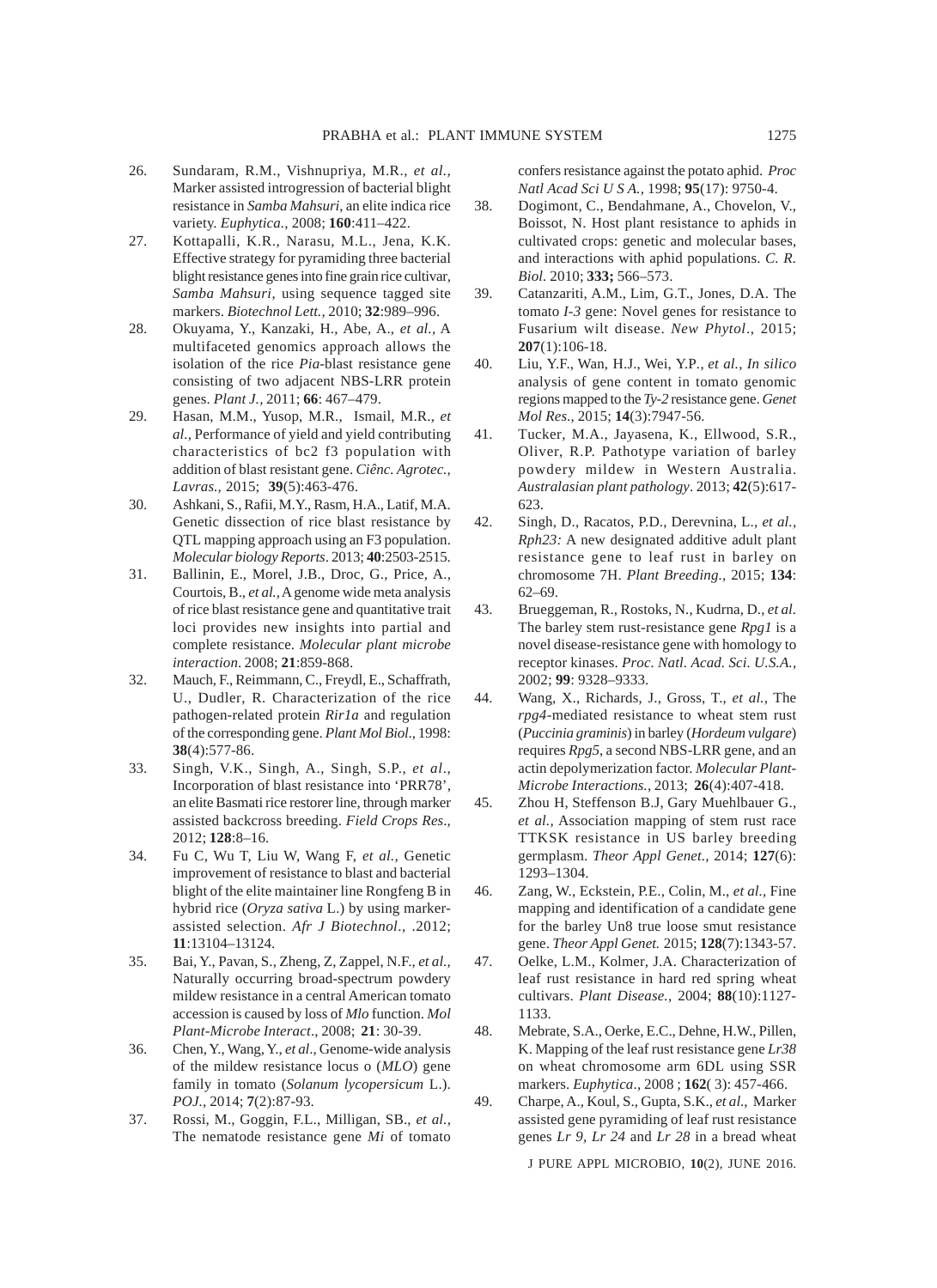26. Sundaram, R.M., Vishnupriya, M.R., *et al.*, Marker assisted introgression of bacterial blight resistance in *Samba Mahsuri*, an elite indica rice variety. *Euphytica.*, 2008; **160**:411–422.
27. Kottapalli, K.R., Narasu, M.L., Jena, K.K. Effective strategy for pyramiding three bacterial blight resistance genes into fine grain rice cultivar, *Samba Mahsuri*, using sequence tagged site markers. *Biotechnol Lett.*, 2010; **32**:989–996.
28. Okuyama, Y., Kanzaki, H., Abe, A., *et al.*, A multifaceted genomics approach allows the isolation of the rice *Pia*-blast resistance gene consisting of two adjacent NBS-LRR protein genes. *Plant J.*, 2011; **66**: 467–479.
29. Hasan, M.M., Yusop, M.R., Ismail, M.R., *et al.*, Performance of yield and yield contributing characteristics of bc2 f3 population with addition of blast resistant gene. *Ciênc. Agrotec., Lavras.*, 2015; **39**(5):463-476.
30. Ashkani, S., Rafii, M.Y., Rasm, H.A., Latif, M.A. Genetic dissection of rice blast resistance by QTL mapping approach using an F3 population. *Molecular biology Reports*. 2013; **40**:2503-2515.
31. Ballinin, E., Morel, J.B., Droc, G., Price, A., Courtois, B., *et al.*, A genome wide meta analysis of rice blast resistance gene and quantitative trait loci provides new insights into partial and complete resistance. *Molecular plant microbe interaction*. 2008; **21**:859-868.
32. Mauch, F., Reimmann, C., Freydl, E., Schaffrath, U., Dudler, R. Characterization of the rice pathogen-related protein *Rir1a* and regulation of the corresponding gene. *Plant Mol Biol.*, 1998: **38**(4):577-86.
33. Singh, V.K., Singh, A., Singh, S.P., *et al*., Incorporation of blast resistance into 'PRR78', an elite Basmati rice restorer line, through marker assisted backcross breeding. *Field Crops Res*., 2012; **128**:8–16.
34. Fu C, Wu T, Liu W, Wang F, *et al.*, Genetic improvement of resistance to blast and bacterial blight of the elite maintainer line Rongfeng B in hybrid rice (*Oryza sativa* L.) by using marker-assisted selection. *Afr J Biotechnol.,* .2012; **11**:13104–13124.
35. Bai, Y., Pavan, S., Zheng, Z, Zappel, N.F., *et al.*, Naturally occurring broad-spectrum powdery mildew resistance in a central American tomato accession is caused by loss of *Mlo* function. *Mol Plant-Microbe Interact*., 2008; **21**: 30-39.
36. Chen, Y., Wang, Y., *et al*., Genome-wide analysis of the mildew resistance locus o (*MLO*) gene family in tomato (*Solanum lycopersicum* L.). *POJ.*, 2014; **7**(2):87-93.
37. Rossi, M., Goggin, F.L., Milligan, SB., *et al.*, The nematode resistance gene *Mi* of tomato confers resistance against the potato aphid. *Proc Natl Acad Sci U S A.*, 1998; **95**(17): 9750-4.
38. Dogimont, C., Bendahmane, A., Chovelon, V., Boissot, N. Host plant resistance to aphids in cultivated crops: genetic and molecular bases, and interactions with aphid populations. *C. R. Biol.* 2010; **333;** 566–573.
39. Catanzariti, A.M., Lim, G.T., Jones, D.A. The tomato *I-3* gene: Novel genes for resistance to Fusarium wilt disease. *New Phytol*., 2015; **207**(1):106-18.
40. Liu, Y.F., Wan, H.J., Wei, Y.P., *et al.*, *In silico* analysis of gene content in tomato genomic regions mapped to the *Ty-2* resistance gene. *Genet Mol Res.*, 2015; **14**(3):7947-56.
41. Tucker, M.A., Jayasena, K., Ellwood, S.R., Oliver, R.P. Pathotype variation of barley powdery mildew in Western Australia. *Australasian plant pathology*. 2013; **42**(5):617-623.
42. Singh, D., Racatos, P.D., Derevnina, L., *et al.*, *Rph23:* A new designated additive adult plant resistance gene to leaf rust in barley on chromosome 7H. *Plant Breeding.*, 2015; **134**: 62–69.
43. Brueggeman, R., Rostoks, N., Kudrna, D., *et al.* The barley stem rust-resistance gene *Rpg1* is a novel disease-resistance gene with homology to receptor kinases. *Proc. Natl. Acad. Sci. U.S.A.*, 2002; **99**: 9328–9333.
44. Wang, X., Richards, J., Gross, T., *et al.*, The *rpg4*-mediated resistance to wheat stem rust (*Puccinia graminis*) in barley (*Hordeum vulgare*) requires *Rpg5*, a second NBS-LRR gene, and an actin depolymerization factor. *Molecular Plant-Microbe Interactions.*, 2013; **26**(4):407-418.
45. Zhou H, Steffenson B.J, Gary Muehlbauer G., *et al.*, Association mapping of stem rust race TTKSK resistance in US barley breeding germplasm. *Theor Appl Genet.*, 2014; **127**(6): 1293–1304.
46. Zang, W., Eckstein, P.E., Colin, M., *et al.*, Fine mapping and identification of a candidate gene for the barley Un8 true loose smut resistance gene. *Theor Appl Genet.* 2015; **128**(7):1343-57.
47. Oelke, L.M., Kolmer, J.A. Characterization of leaf rust resistance in hard red spring wheat cultivars. *Plant Disease.*, 2004; **88**(10):1127-1133.
48. Mebrate, S.A., Oerke, E.C., Dehne, H.W., Pillen, K. Mapping of the leaf rust resistance gene *Lr38* on wheat chromosome arm 6DL using SSR markers. *Euphytica*., 2008 ; **162**( 3): 457-466.
49. Charpe, A., Koul, S., Gupta, S.K., *et al*., Marker assisted gene pyramiding of leaf rust resistance genes *Lr 9*, *Lr 24* and *Lr 28* in a bread wheat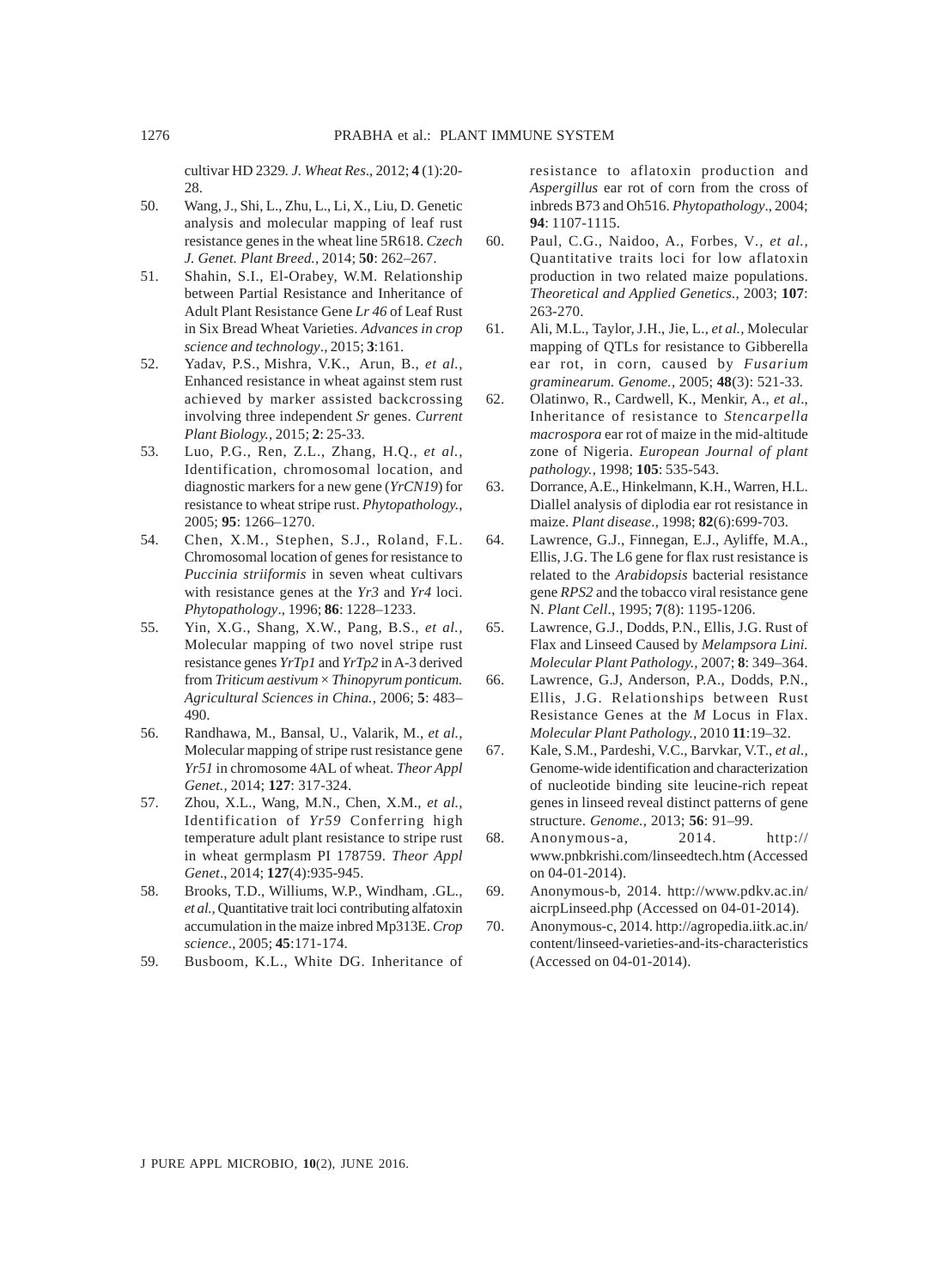cultivar HD 2329. *J. Wheat Res*., 2012; **4** (1):20-28.

50. Wang, J., Shi, L., Zhu, L., Li, X., Liu, D. Genetic analysis and molecular mapping of leaf rust resistance genes in the wheat line 5R618. *Czech J. Genet. Plant Breed.*, 2014; **50**: 262–267.
51. Shahin, S.I., El-Orabey, W.M. Relationship between Partial Resistance and Inheritance of Adult Plant Resistance Gene *Lr 46* of Leaf Rust in Six Bread Wheat Varieties. *Advances in crop science and technology*., 2015; **3**:161.
52. Yadav, P.S., Mishra, V.K., Arun, B., *et al.*, Enhanced resistance in wheat against stem rust achieved by marker assisted backcrossing involving three independent *Sr* genes. *Current Plant Biology.*, 2015; **2**: 25-33.
53. Luo, P.G., Ren, Z.L., Zhang, H.Q., *et al.*, Identification, chromosomal location, and diagnostic markers for a new gene (*YrCN19*) for resistance to wheat stripe rust. *Phytopathology.*, 2005; **95**: 1266–1270.
54. Chen, X.M., Stephen, S.J., Roland, F.L. Chromosomal location of genes for resistance to *Puccinia striiformis* in seven wheat cultivars with resistance genes at the *Yr3* and *Yr4* loci. *Phytopathology*., 1996; **86**: 1228–1233.
55. Yin, X.G., Shang, X.W., Pang, B.S., *et al.*, Molecular mapping of two novel stripe rust resistance genes *YrTp1* and *YrTp2* in A-3 derived from *Triticum aestivum* × *Thinopyrum ponticum. Agricultural Sciences in China.*, 2006; **5**: 483–490.
56. Randhawa, M., Bansal, U., Valarik, M., *et al.*, Molecular mapping of stripe rust resistance gene *Yr51* in chromosome 4AL of wheat. *Theor Appl Genet.*, 2014; **127**: 317-324.
57. Zhou, X.L., Wang, M.N., Chen, X.M., *et al.*, Identification of *Yr59* Conferring high temperature adult plant resistance to stripe rust in wheat germplasm PI 178759. *Theor Appl Genet*., 2014; **127**(4):935-945.
58. Brooks, T.D., Williums, W.P., Windham, .GL., *et al.*, Quantitative trait loci contributing alfatoxin accumulation in the maize inbred Mp313E. *Crop science*., 2005; **45**:171-174.
59. Busboom, K.L., White DG. Inheritance of resistance to aflatoxin production and *Aspergillus* ear rot of corn from the cross of inbreds B73 and Oh516. *Phytopathology*., 2004; **94**: 1107-1115.
60. Paul, C.G., Naidoo, A., Forbes, V., *et al.*, Quantitative traits loci for low aflatoxin production in two related maize populations. *Theoretical and Applied Genetics.*, 2003; **107**: 263-270.
61. Ali, M.L., Taylor, J.H., Jie, L., *et al.*, Molecular mapping of QTLs for resistance to Gibberella ear rot, in corn, caused by *Fusarium graminearum. Genome.*, 2005; **48**(3): 521-33.
62. Olatinwo, R., Cardwell, K., Menkir, A., *et al.*, Inheritance of resistance to *Stencarpella macrospora* ear rot of maize in the mid-altitude zone of Nigeria. *European Journal of plant pathology.*, 1998; **105**: 535-543.
63. Dorrance, A.E., Hinkelmann, K.H., Warren, H.L. Diallel analysis of diplodia ear rot resistance in maize. *Plant disease*., 1998; **82**(6):699-703.
64. Lawrence, G.J., Finnegan, E.J., Ayliffe, M.A., Ellis, J.G. The L6 gene for flax rust resistance is related to the *Arabidopsis* bacterial resistance gene *RPS2* and the tobacco viral resistance gene N. *Plant Cell.*, 1995; **7**(8): 1195-1206.
65. Lawrence, G.J., Dodds, P.N., Ellis, J.G. Rust of Flax and Linseed Caused by *Melampsora Lini. Molecular Plant Pathology.*, 2007; **8**: 349–364.
66. Lawrence, G.J, Anderson, P.A., Dodds, P.N., Ellis, J.G. Relationships between Rust Resistance Genes at the *M* Locus in Flax. *Molecular Plant Pathology.*, 2010 **11**:19–32.
67. Kale, S.M., Pardeshi, V.C., Barvkar, V.T., *et al.*, Genome-wide identification and characterization of nucleotide binding site leucine-rich repeat genes in linseed reveal distinct patterns of gene structure. *Genome.*, 2013; **56**: 91–99.
68. Anonymous-a, 2014. http://www.pnbkrishi.com/linseedtech.htm (Accessed on 04-01-2014).
69. Anonymous-b, 2014. http://www.pdkv.ac.in/aicrpLinseed.php (Accessed on 04-01-2014).
70. Anonymous-c, 2014. http://agropedia.iitk.ac.in/content/linseed-varieties-and-its-characteristics (Accessed on 04-01-2014).